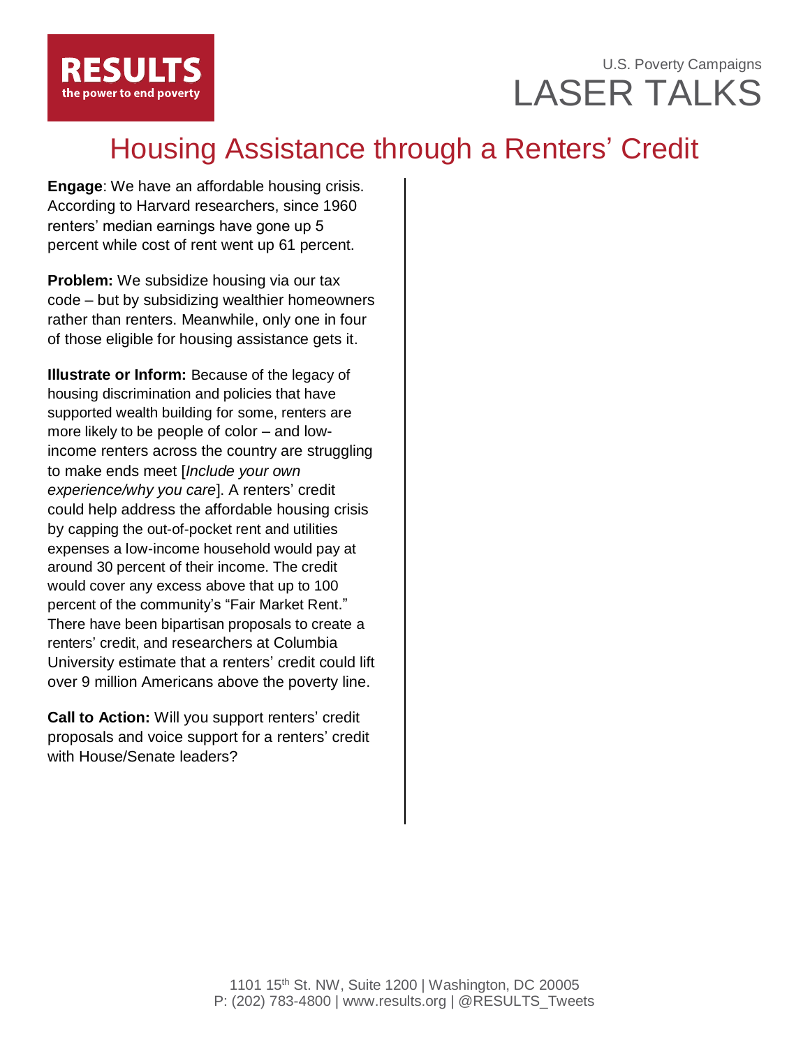RESULTS
the power to end poverty

U.S. Poverty Campaigns

LASER TALKS

# Housing Assistance through a Renters' Credit

**Engage**: We have an affordable housing crisis. According to Harvard researchers, since 1960 renters' median earnings have gone up 5 percent while cost of rent went up 61 percent.

**Problem:** We subsidize housing via our tax code – but by subsidizing wealthier homeowners rather than renters. Meanwhile, only one in four of those eligible for housing assistance gets it.

**Illustrate or Inform:** Because of the legacy of housing discrimination and policies that have supported wealth building for some, renters are more likely to be people of color – and low-income renters across the country are struggling to make ends meet [*Include your own experience/why you care*]. A renters' credit could help address the affordable housing crisis by capping the out-of-pocket rent and utilities expenses a low-income household would pay at around 30 percent of their income. The credit would cover any excess above that up to 100 percent of the community's "Fair Market Rent." There have been bipartisan proposals to create a renters' credit, and researchers at Columbia University estimate that a renters' credit could lift over 9 million Americans above the poverty line.

**Call to Action:** Will you support renters' credit proposals and voice support for a renters' credit with House/Senate leaders?

1101 15th St. NW, Suite 1200 | Washington, DC 20005
P: (202) 783-4800 | www.results.org | @RESULTS_Tweets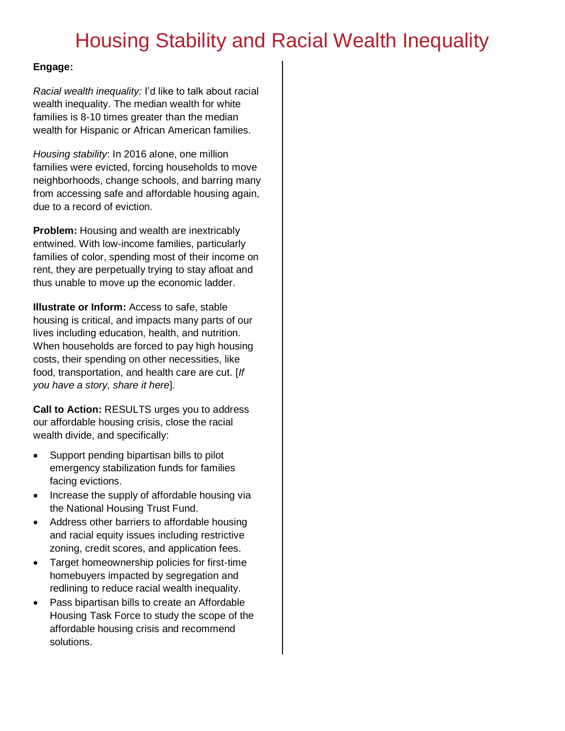# Housing Stability and Racial Wealth Inequality

**Engage:**

*Racial wealth inequality:* I'd like to talk about racial wealth inequality. The median wealth for white families is 8-10 times greater than the median wealth for Hispanic or African American families.

*Housing stability*: In 2016 alone, one million families were evicted, forcing households to move neighborhoods, change schools, and barring many from accessing safe and affordable housing again, due to a record of eviction.

**Problem:** Housing and wealth are inextricably entwined. With low-income families, particularly families of color, spending most of their income on rent, they are perpetually trying to stay afloat and thus unable to move up the economic ladder.

**Illustrate or Inform:** Access to safe, stable housing is critical, and impacts many parts of our lives including education, health, and nutrition. When households are forced to pay high housing costs, their spending on other necessities, like food, transportation, and health care are cut. [*If you have a story, share it here*].

**Call to Action:** RESULTS urges you to address our affordable housing crisis, close the racial wealth divide, and specifically:

- Support pending bipartisan bills to pilot emergency stabilization funds for families facing evictions.
- Increase the supply of affordable housing via the National Housing Trust Fund.
- Address other barriers to affordable housing and racial equity issues including restrictive zoning, credit scores, and application fees.
- Target homeownership policies for first-time homebuyers impacted by segregation and redlining to reduce racial wealth inequality.
- Pass bipartisan bills to create an Affordable Housing Task Force to study the scope of the affordable housing crisis and recommend solutions.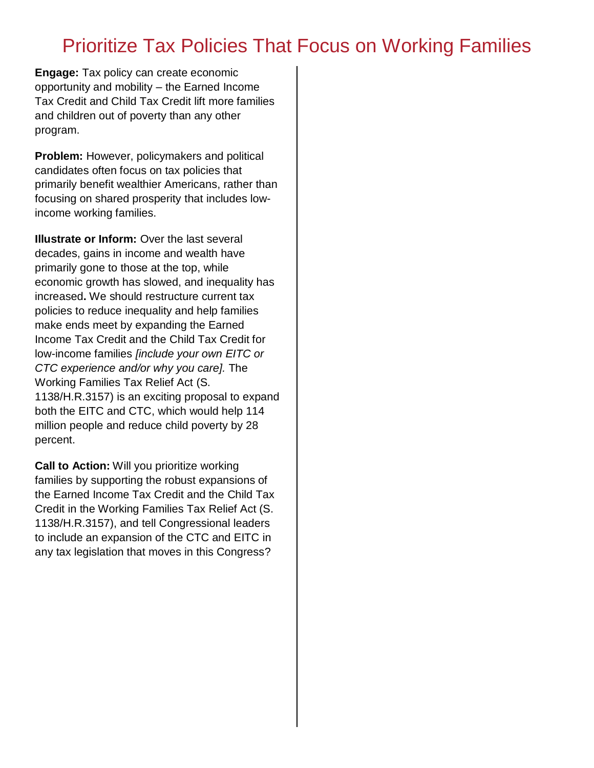# Prioritize Tax Policies That Focus on Working Families

**Engage:** Tax policy can create economic opportunity and mobility – the Earned Income Tax Credit and Child Tax Credit lift more families and children out of poverty than any other program.

**Problem:** However, policymakers and political candidates often focus on tax policies that primarily benefit wealthier Americans, rather than focusing on shared prosperity that includes low-income working families.

**Illustrate or Inform:** Over the last several decades, gains in income and wealth have primarily gone to those at the top, while economic growth has slowed, and inequality has increased**.** We should restructure current tax policies to reduce inequality and help families make ends meet by expanding the Earned Income Tax Credit and the Child Tax Credit for low-income families *[include your own EITC or CTC experience and/or why you care].* The Working Families Tax Relief Act (S. 1138/H.R.3157) is an exciting proposal to expand both the EITC and CTC, which would help 114 million people and reduce child poverty by 28 percent.

**Call to Action:** Will you prioritize working families by supporting the robust expansions of the Earned Income Tax Credit and the Child Tax Credit in the Working Families Tax Relief Act (S. 1138/H.R.3157), and tell Congressional leaders to include an expansion of the CTC and EITC in any tax legislation that moves in this Congress?